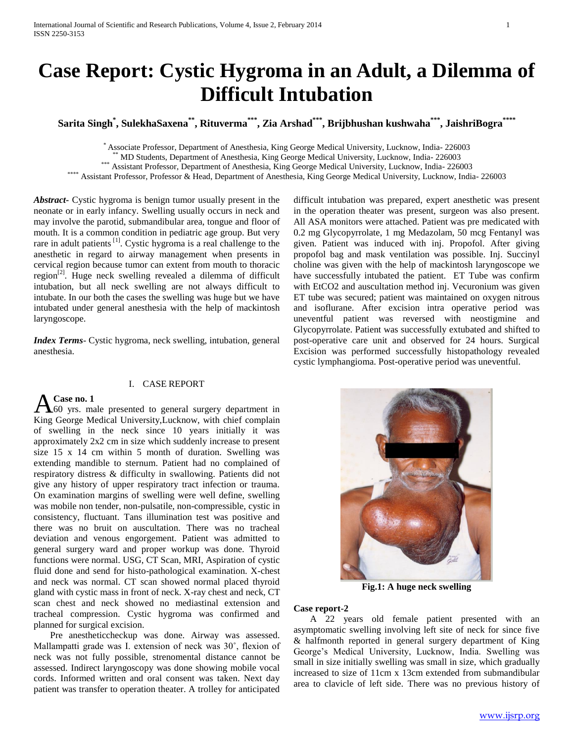# Case Report: Cystic Hygroma in an Adult, a Dilemma of Difficult Intubation

**Sarita Singh[*], SulekhaSaxena[**], Rituverma[***], Zia Arshad[***], Brijbhushan kushwaha[***], JaishriBogra[****]**

[*] Associate Professor, Department of Anesthesia, King George Medical University, Lucknow, India- 226003
[**] MD Students, Department of Anesthesia, King George Medical University, Lucknow, India- 226003
[***] Assistant Professor, Department of Anesthesia, King George Medical University, Lucknow, India- 226003
[****] Assistant Professor, Professor & Head, Department of Anesthesia, King George Medical University, Lucknow, India- 226003

***Abstract-*** Cystic hygroma is benign tumor usually present in the neonate or in early infancy. Swelling usually occurs in neck and may involve the parotid, submandibular area, tongue and floor of mouth. It is a common condition in pediatric age group. But very rare in adult patients [1]. Cystic hygroma is a real challenge to the anesthetic in regard to airway management when presents in cervical region because tumor can extent from mouth to thoracic region[2]. Huge neck swelling revealed a dilemma of difficult intubation, but all neck swelling are not always difficult to intubate. In our both the cases the swelling was huge but we have intubated under general anesthesia with the help of mackintosh laryngoscope.

***Index Terms-*** Cystic hygroma, neck swelling, intubation, general anesthesia.

## I. CASE REPORT

**Case no. 1**

A 60 yrs. male presented to general surgery department in King George Medical University,Lucknow, with chief complain of swelling in the neck since 10 years initially it was approximately 2x2 cm in size which suddenly increase to present size 15 x 14 cm within 5 month of duration. Swelling was extending mandible to sternum. Patient had no complained of respiratory distress & difficulty in swallowing. Patients did not give any history of upper respiratory tract infection or trauma. On examination margins of swelling were well define, swelling was mobile non tender, non-pulsatile, non-compressible, cystic in consistency, fluctuant. Tans illumination test was positive and there was no bruit on auscultation. There was no tracheal deviation and venous engorgement. Patient was admitted to general surgery ward and proper workup was done. Thyroid functions were normal. USG, CT Scan, MRI, Aspiration of cystic fluid done and send for histo-pathological examination. X-chest and neck was normal. CT scan showed normal placed thyroid gland with cystic mass in front of neck. X-ray chest and neck, CT scan chest and neck showed no mediastinal extension and tracheal compression. Cystic hygroma was confirmed and planned for surgical excision.

Pre anestheticcheckup was done. Airway was assessed. Mallampatti grade was I. extension of neck was 30˚, flexion of neck was not fully possible, strenomental distance cannot be assessed. Indirect laryngoscopy was done showing mobile vocal cords. Informed written and oral consent was taken. Next day patient was transfer to operation theater. A trolley for anticipated difficult intubation was prepared, expert anesthetic was present in the operation theater was present, surgeon was also present. All ASA monitors were attached. Patient was pre medicated with 0.2 mg Glycopyrrolate, 1 mg Medazolam, 50 mcg Fentanyl was given. Patient was induced with inj. Propofol. After giving propofol bag and mask ventilation was possible. Inj. Succinyl choline was given with the help of mackintosh laryngoscope we have successfully intubated the patient. ET Tube was confirm with EtCO2 and auscultation method inj. Vecuronium was given ET tube was secured; patient was maintained on oxygen nitrous and isoflurane. After excision intra operative period was uneventful patient was reversed with neostigmine and Glycopyrrolate. Patient was successfully extubated and shifted to post-operative care unit and observed for 24 hours. Surgical Excision was performed successfully histopathology revealed cystic lymphangioma. Post-operative period was uneventful.

**Fig.1: A huge neck swelling**

**Case report-2**

A 22 years old female patient presented with an asymptomatic swelling involving left site of neck for since five & halfmonth reported in general surgery department of King George's Medical University, Lucknow, India. Swelling was small in size initially swelling was small in size, which gradually increased to size of 11cm x 13cm extended from submandibular area to clavicle of left side. There was no previous history of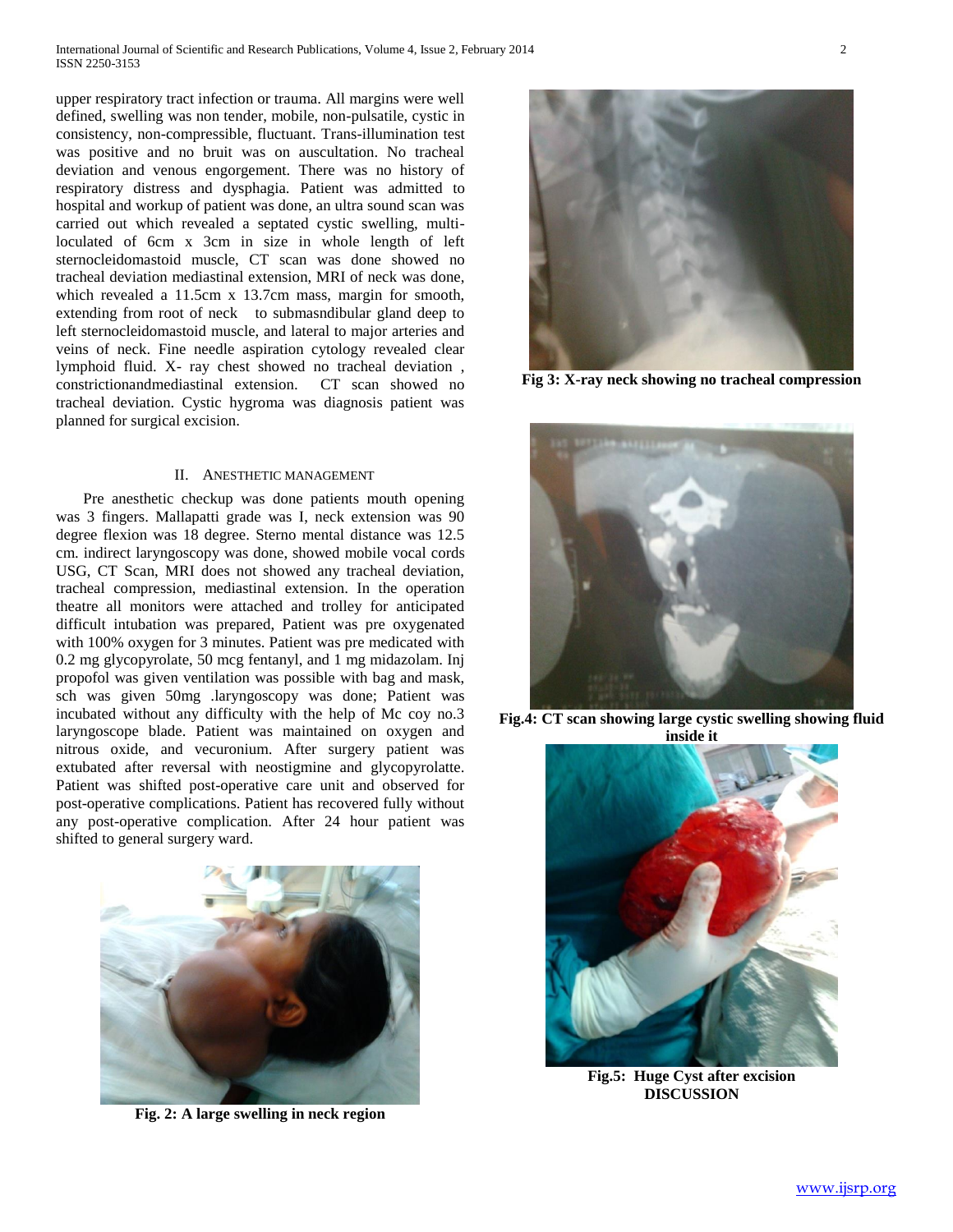upper respiratory tract infection or trauma. All margins were well defined, swelling was non tender, mobile, non-pulsatile, cystic in consistency, non-compressible, fluctuant. Trans-illumination test was positive and no bruit was on auscultation. No tracheal deviation and venous engorgement. There was no history of respiratory distress and dysphagia. Patient was admitted to hospital and workup of patient was done, an ultra sound scan was carried out which revealed a septated cystic swelling, multi-loculated of 6cm x 3cm in size in whole length of left sternocleidomastoid muscle, CT scan was done showed no tracheal deviation mediastinal extension, MRI of neck was done, which revealed a 11.5cm x 13.7cm mass, margin for smooth, extending from root of neck to submasndibular gland deep to left sternocleidomastoid muscle, and lateral to major arteries and veins of neck. Fine needle aspiration cytology revealed clear lymphoid fluid. X- ray chest showed no tracheal deviation , constrictionandmediastinal extension. CT scan showed no tracheal deviation. Cystic hygroma was diagnosis patient was planned for surgical excision.

## II. Anesthetic Management

Pre anesthetic checkup was done patients mouth opening was 3 fingers. Mallapatti grade was I, neck extension was 90 degree flexion was 18 degree. Sterno mental distance was 12.5 cm. indirect laryngoscopy was done, showed mobile vocal cords USG, CT Scan, MRI does not showed any tracheal deviation, tracheal compression, mediastinal extension. In the operation theatre all monitors were attached and trolley for anticipated difficult intubation was prepared, Patient was pre oxygenated with 100% oxygen for 3 minutes. Patient was pre medicated with 0.2 mg glycopyrolate, 50 mcg fentanyl, and 1 mg midazolam. Inj propofol was given ventilation was possible with bag and mask, sch was given 50mg .laryngoscopy was done; Patient was incubated without any difficulty with the help of Mc coy no.3 laryngoscope blade. Patient was maintained on oxygen and nitrous oxide, and vecuronium. After surgery patient was extubated after reversal with neostigmine and glycopyrolatte. Patient was shifted post-operative care unit and observed for post-operative complications. Patient has recovered fully without any post-operative complication. After 24 hour patient was shifted to general surgery ward.

**Fig. 2: A large swelling in neck region**

**Fig 3: X-ray neck showing no tracheal compression**

**Fig.4: CT scan showing large cystic swelling showing fluid inside it**

**Fig.5: Huge Cyst after excision**

**DISCUSSION**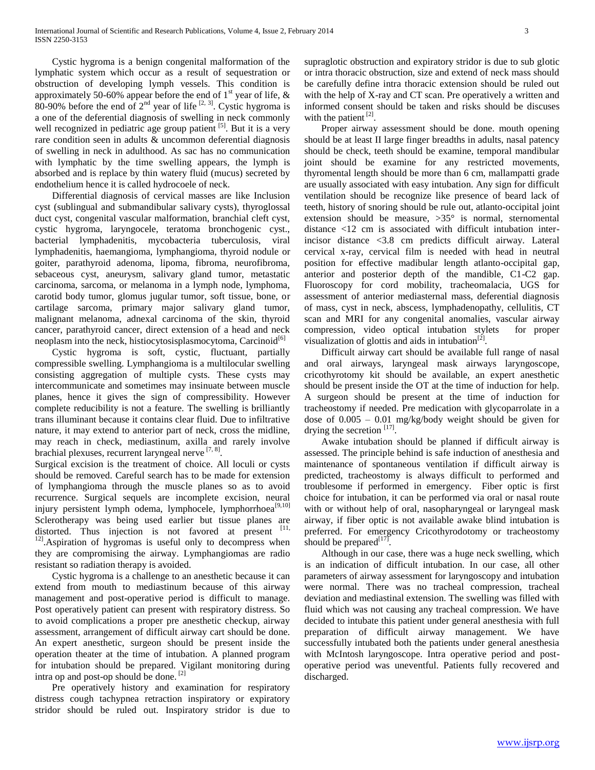Cystic hygroma is a benign congenital malformation of the lymphatic system which occur as a result of sequestration or obstruction of developing lymph vessels. This condition is approximately 50-60% appear before the end of 1st year of life, & 80-90% before the end of 2nd year of life [2, 3]. Cystic hygroma is a one of the deferential diagnosis of swelling in neck commonly well recognized in pediatric age group patient [5]. But it is a very rare condition seen in adults & uncommon deferential diagnosis of swelling in neck in adulthood. As sac has no communication with lymphatic by the time swelling appears, the lymph is absorbed and is replace by thin watery fluid (mucus) secreted by endothelium hence it is called hydrocoele of neck.

Differential diagnosis of cervical masses are like Inclusion cyst (sublingual and submandibular salivary cysts), thyroglossal duct cyst, congenital vascular malformation, branchial cleft cyst, cystic hygroma, laryngocele, teratoma bronchogenic cyst., bacterial lymphadenitis, mycobacteria tuberculosis, viral lymphadenitis, haemangioma, lymphangioma, thyroid nodule or goiter, parathyroid adenoma, lipoma, fibroma, neurofibroma, sebaceous cyst, aneurysm, salivary gland tumor, metastatic carcinoma, sarcoma, or melanoma in a lymph node, lymphoma, carotid body tumor, glomus jugular tumor, soft tissue, bone, or cartilage sarcoma, primary major salivary gland tumor, malignant melanoma, adnexal carcinoma of the skin, thyroid cancer, parathyroid cancer, direct extension of a head and neck neoplasm into the neck, histiocytosisplasmocytoma, Carcinoid[6]

Cystic hygroma is soft, cystic, fluctuant, partially compressible swelling. Lymphangioma is a multilocular swelling consisting aggregation of multiple cysts. These cysts may intercommunicate and sometimes may insinuate between muscle planes, hence it gives the sign of compressibility. However complete reducibility is not a feature. The swelling is brilliantly trans illuminant because it contains clear fluid. Due to infiltrative nature, it may extend to anterior part of neck, cross the midline, may reach in check, mediastinum, axilla and rarely involve brachial plexuses, recurrent laryngeal nerve [7, 8].

Surgical excision is the treatment of choice. All loculi or cysts should be removed. Careful search has to be made for extension of lymphangioma through the muscle planes so as to avoid recurrence. Surgical sequels are incomplete excision, neural injury persistent lymph odema, lymphocele, lymphorrhoea[9,10] Sclerotherapy was being used earlier but tissue planes are distorted. Thus injection is not favored at present [11, 12]. Aspiration of hygromas is useful only to decompress when they are compromising the airway. Lymphangiomas are radio resistant so radiation therapy is avoided.

Cystic hygroma is a challenge to an anesthetic because it can extend from mouth to mediastinum because of this airway management and post-operative period is difficult to manage. Post operatively patient can present with respiratory distress. So to avoid complications a proper pre anesthetic checkup, airway assessment, arrangement of difficult airway cart should be done. An expert anesthetic, surgeon should be present inside the operation theater at the time of intubation. A planned program for intubation should be prepared. Vigilant monitoring during intra op and post-op should be done. [2]

Pre operatively history and examination for respiratory distress cough tachypnea retraction inspiratory or expiratory stridor should be ruled out. Inspiratory stridor is due to supraglotic obstruction and expiratory stridor is due to sub glotic or intra thoracic obstruction, size and extend of neck mass should be carefully define intra thoracic extension should be ruled out with the help of X-ray and CT scan. Pre operatively a written and informed consent should be taken and risks should be discuses with the patient [2].

Proper airway assessment should be done. mouth opening should be at least II large finger breadths in adults, nasal patency should be check, teeth should be examine, temporal mandibular joint should be examine for any restricted movements, thyromental length should be more than 6 cm, mallampatti grade are usually associated with easy intubation. Any sign for difficult ventilation should be recognize like presence of beard lack of teeth, history of snoring should be rule out, atlanto-occipital joint extension should be measure, >35° is normal, sternomental distance <12 cm is associated with difficult intubation inter-incisor distance <3.8 cm predicts difficult airway. Lateral cervical x-ray, cervical film is needed with head in neutral position for effective madibular length atlanto-occipital gap, anterior and posterior depth of the mandible, C1-C2 gap. Fluoroscopy for cord mobility, tracheomalacia, UGS for assessment of anterior mediasternal mass, deferential diagnosis of mass, cyst in neck, abscess, lymphadenopathy, cellulitis, CT scan and MRI for any congenital anomalies, vascular airway compression, video optical intubation stylets for proper visualization of glottis and aids in intubation[2].

Difficult airway cart should be available full range of nasal and oral airways, laryngeal mask airways laryngoscope, cricothyrotomy kit should be available, an expert anesthetic should be present inside the OT at the time of induction for help. A surgeon should be present at the time of induction for tracheostomy if needed. Pre medication with glycoparrolate in a dose of 0.005 – 0.01 mg/kg/body weight should be given for drying the secretion [17].

Awake intubation should be planned if difficult airway is assessed. The principle behind is safe induction of anesthesia and maintenance of spontaneous ventilation if difficult airway is predicted, tracheostomy is always difficult to performed and troublesome if performed in emergency. Fiber optic is first choice for intubation, it can be performed via oral or nasal route with or without help of oral, nasopharyngeal or laryngeal mask airway, if fiber optic is not available awake blind intubation is preferred. For emergency Cricothyrodotomy or tracheostomy should be prepared[17].

Although in our case, there was a huge neck swelling, which is an indication of difficult intubation. In our case, all other parameters of airway assessment for laryngoscopy and intubation were normal. There was no tracheal compression, tracheal deviation and mediastinal extension. The swelling was filled with fluid which was not causing any tracheal compression. We have decided to intubate this patient under general anesthesia with full preparation of difficult airway management. We have successfully intubated both the patients under general anesthesia with McIntosh laryngoscope. Intra operative period and post-operative period was uneventful. Patients fully recovered and discharged.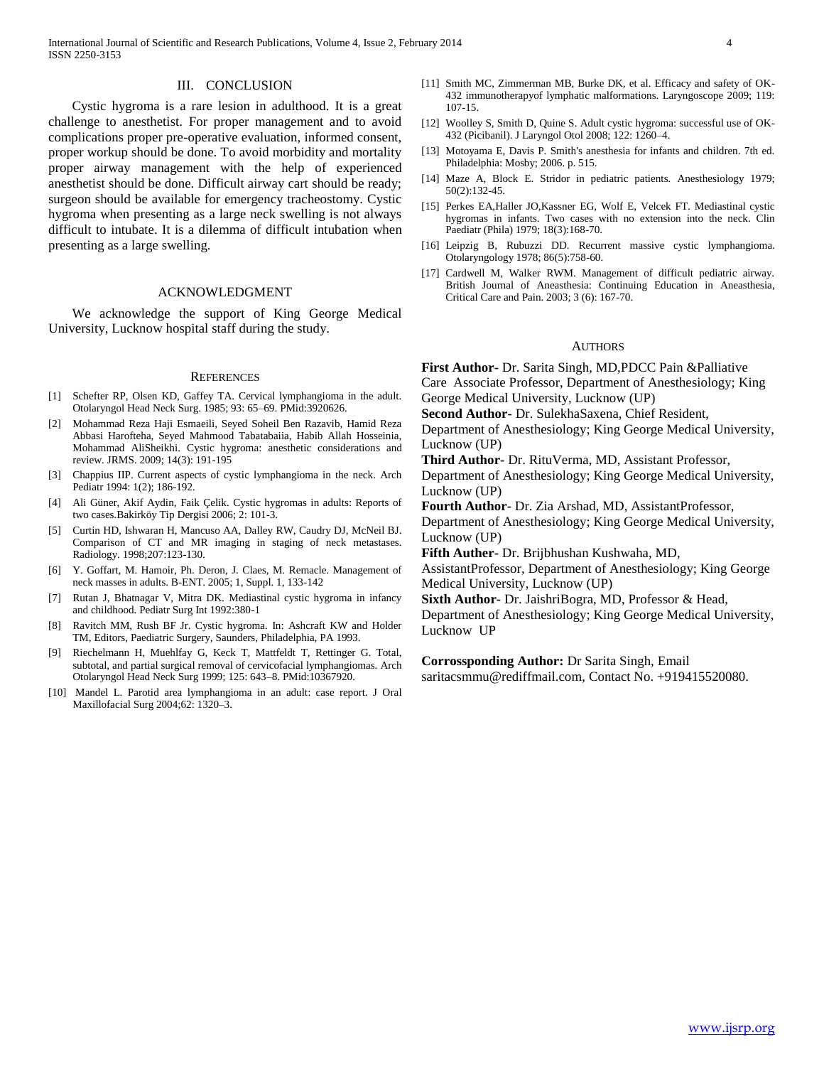## III. CONCLUSION

Cystic hygroma is a rare lesion in adulthood. It is a great challenge to anesthetist. For proper management and to avoid complications proper pre-operative evaluation, informed consent, proper workup should be done. To avoid morbidity and mortality proper airway management with the help of experienced anesthetist should be done. Difficult airway cart should be ready; surgeon should be available for emergency tracheostomy. Cystic hygroma when presenting as a large neck swelling is not always difficult to intubate. It is a dilemma of difficult intubation when presenting as a large swelling.

## ACKNOWLEDGMENT

We acknowledge the support of King George Medical University, Lucknow hospital staff during the study.

## REFERENCES

[1] Schefter RP, Olsen KD, Gaffey TA. Cervical lymphangioma in the adult. Otolaryngol Head Neck Surg. 1985; 93: 65–69. PMid:3920626.

[2] Mohammad Reza Haji Esmaeili, Seyed Soheil Ben Razavib, Hamid Reza Abbasi Harofteha, Seyed Mahmood Tabatabaiia, Habib Allah Hosseinia, Mohammad AliSheikhi. Cystic hygroma: anesthetic considerations and review. JRMS. 2009; 14(3): 191-195

[3] Chappius IIP. Current aspects of cystic lymphangioma in the neck. Arch Pediatr 1994: 1(2); 186-192.

[4] Ali Güner, Akif Aydin, Faik Çelik. Cystic hygromas in adults: Reports of two cases.Bakirköy Tip Dergisi 2006; 2: 101-3.

[5] Curtin HD, Ishwaran H, Mancuso AA, Dalley RW, Caudry DJ, McNeil BJ. Comparison of CT and MR imaging in staging of neck metastases. Radiology. 1998;207:123-130.

[6] Y. Goffart, M. Hamoir, Ph. Deron, J. Claes, M. Remacle. Management of neck masses in adults. B-ENT. 2005; 1, Suppl. 1, 133-142

[7] Rutan J, Bhatnagar V, Mitra DK. Mediastinal cystic hygroma in infancy and childhood. Pediatr Surg Int 1992:380-1

[8] Ravitch MM, Rush BF Jr. Cystic hygroma. In: Ashcraft KW and Holder TM, Editors, Paediatric Surgery, Saunders, Philadelphia, PA 1993.

[9] Riechelmann H, Muehlfay G, Keck T, Mattfeldt T, Rettinger G. Total, subtotal, and partial surgical removal of cervicofacial lymphangiomas. Arch Otolaryngol Head Neck Surg 1999; 125: 643–8. PMid:10367920.

[10] Mandel L. Parotid area lymphangioma in an adult: case report. J Oral Maxillofacial Surg 2004;62: 1320–3.

[11] Smith MC, Zimmerman MB, Burke DK, et al. Efficacy and safety of OK-432 immunotherapyof lymphatic malformations. Laryngoscope 2009; 119: 107-15.

[12] Woolley S, Smith D, Quine S. Adult cystic hygroma: successful use of OK-432 (Picibanil). J Laryngol Otol 2008; 122: 1260–4.

[13] Motoyama E, Davis P. Smith's anesthesia for infants and children. 7th ed. Philadelphia: Mosby; 2006. p. 515.

[14] Maze A, Block E. Stridor in pediatric patients. Anesthesiology 1979; 50(2):132-45.

[15] Perkes EA,Haller JO,Kassner EG, Wolf E, Velcek FT. Mediastinal cystic hygromas in infants. Two cases with no extension into the neck. Clin Paediatr (Phila) 1979; 18(3):168-70.

[16] Leipzig B, Rubuzzi DD. Recurrent massive cystic lymphangioma. Otolaryngology 1978; 86(5):758-60.

[17] Cardwell M, Walker RWM. Management of difficult pediatric airway. British Journal of Aneasthesia: Continuing Education in Aneasthesia, Critical Care and Pain. 2003; 3 (6): 167-70.

## AUTHORS

**First Author-** Dr. Sarita Singh, MD,PDCC Pain &Palliative Care Associate Professor, Department of Anesthesiology; King George Medical University, Lucknow (UP)

**Second Author-** Dr. SulekhaSaxena, Chief Resident, Department of Anesthesiology; King George Medical University, Lucknow (UP)

**Third Author-** Dr. RituVerma, MD, Assistant Professor, Department of Anesthesiology; King George Medical University, Lucknow (UP)

**Fourth Author-** Dr. Zia Arshad, MD, AssistantProfessor, Department of Anesthesiology; King George Medical University, Lucknow (UP)

**Fifth Auther-** Dr. Brijbhushan Kushwaha, MD, AssistantProfessor, Department of Anesthesiology; King George Medical University, Lucknow (UP)

**Sixth Author-** Dr. JaishriBogra, MD, Professor & Head, Department of Anesthesiology; King George Medical University, Lucknow UP

**Corrossponding Author:** Dr Sarita Singh, Email saritacsmmu@rediffmail.com, Contact No. +919415520080.